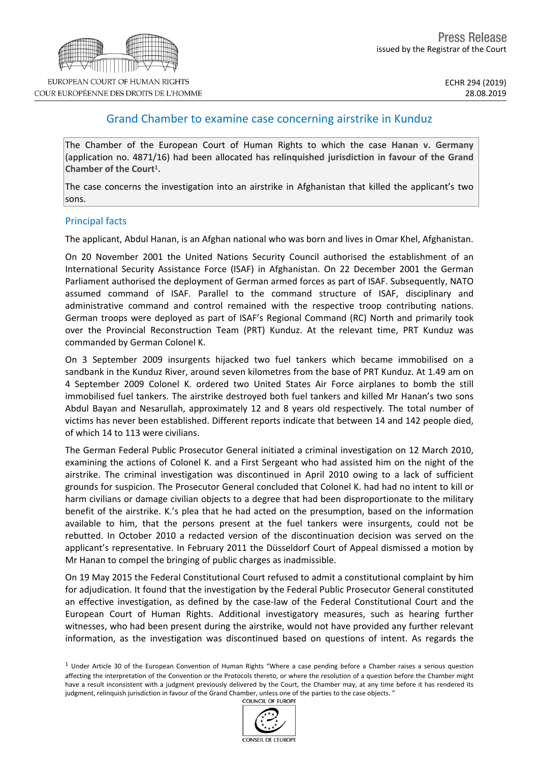EUROPEAN COURT OF HUMAN RIGHTS
COUR EUROPÉENNE DES DROITS DE L'HOMME

Press Release
issued by the Registrar of the Court

ECHR 294 (2019)
28.08.2019

# Grand Chamber to examine case concerning airstrike in Kunduz

The Chamber of the European Court of Human Rights to which the case **Hanan v. Germany** (application no. 4871/16) had been allocated has **relinquished jurisdiction in favour of the Grand Chamber of the Court**[1]**.**

The case concerns the investigation into an airstrike in Afghanistan that killed the applicant's two sons.

## Principal facts

The applicant, Abdul Hanan, is an Afghan national who was born and lives in Omar Khel, Afghanistan.

On 20 November 2001 the United Nations Security Council authorised the establishment of an International Security Assistance Force (ISAF) in Afghanistan. On 22 December 2001 the German Parliament authorised the deployment of German armed forces as part of ISAF. Subsequently, NATO assumed command of ISAF. Parallel to the command structure of ISAF, disciplinary and administrative command and control remained with the respective troop contributing nations. German troops were deployed as part of ISAF's Regional Command (RC) North and primarily took over the Provincial Reconstruction Team (PRT) Kunduz. At the relevant time, PRT Kunduz was commanded by German Colonel K.

On 3 September 2009 insurgents hijacked two fuel tankers which became immobilised on a sandbank in the Kunduz River, around seven kilometres from the base of PRT Kunduz. At 1.49 am on 4 September 2009 Colonel K. ordered two United States Air Force airplanes to bomb the still immobilised fuel tankers. The airstrike destroyed both fuel tankers and killed Mr Hanan's two sons Abdul Bayan and Nesarullah, approximately 12 and 8 years old respectively. The total number of victims has never been established. Different reports indicate that between 14 and 142 people died, of which 14 to 113 were civilians.

The German Federal Public Prosecutor General initiated a criminal investigation on 12 March 2010, examining the actions of Colonel K. and a First Sergeant who had assisted him on the night of the airstrike. The criminal investigation was discontinued in April 2010 owing to a lack of sufficient grounds for suspicion. The Prosecutor General concluded that Colonel K. had had no intent to kill or harm civilians or damage civilian objects to a degree that had been disproportionate to the military benefit of the airstrike. K.'s plea that he had acted on the presumption, based on the information available to him, that the persons present at the fuel tankers were insurgents, could not be rebutted. In October 2010 a redacted version of the discontinuation decision was served on the applicant's representative. In February 2011 the Düsseldorf Court of Appeal dismissed a motion by Mr Hanan to compel the bringing of public charges as inadmissible.

On 19 May 2015 the Federal Constitutional Court refused to admit a constitutional complaint by him for adjudication. It found that the investigation by the Federal Public Prosecutor General constituted an effective investigation, as defined by the case-law of the Federal Constitutional Court and the European Court of Human Rights. Additional investigatory measures, such as hearing further witnesses, who had been present during the airstrike, would not have provided any further relevant information, as the investigation was discontinued based on questions of intent. As regards the

[1] Under Article 30 of the European Convention of Human Rights "Where a case pending before a Chamber raises a serious question affecting the interpretation of the Convention or the Protocols thereto, or where the resolution of a question before the Chamber might have a result inconsistent with a judgment previously delivered by the Court, the Chamber may, at any time before it has rendered its judgment, relinquish jurisdiction in favour of the Grand Chamber, unless one of the parties to the case objects. "

COUNCIL OF EUROPE
CONSEIL DE L'EUROPE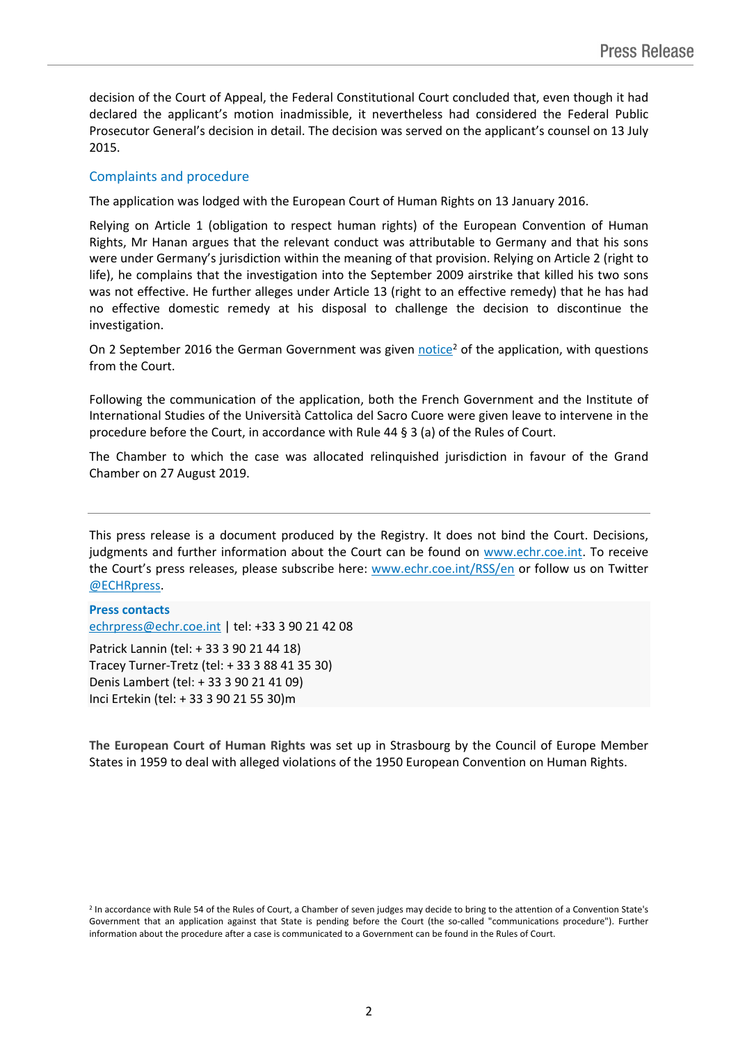decision of the Court of Appeal, the Federal Constitutional Court concluded that, even though it had declared the applicant's motion inadmissible, it nevertheless had considered the Federal Public Prosecutor General's decision in detail. The decision was served on the applicant's counsel on 13 July 2015.

## Complaints and procedure

The application was lodged with the European Court of Human Rights on 13 January 2016.

Relying on Article 1 (obligation to respect human rights) of the European Convention of Human Rights, Mr Hanan argues that the relevant conduct was attributable to Germany and that his sons were under Germany's jurisdiction within the meaning of that provision. Relying on Article 2 (right to life), he complains that the investigation into the September 2009 airstrike that killed his two sons was not effective. He further alleges under Article 13 (right to an effective remedy) that he has had no effective domestic remedy at his disposal to challenge the decision to discontinue the investigation.

On 2 September 2016 the German Government was given notice[2] of the application, with questions from the Court.

Following the communication of the application, both the French Government and the Institute of International Studies of the Università Cattolica del Sacro Cuore were given leave to intervene in the procedure before the Court, in accordance with Rule 44 § 3 (a) of the Rules of Court.

The Chamber to which the case was allocated relinquished jurisdiction in favour of the Grand Chamber on 27 August 2019.

---

This press release is a document produced by the Registry. It does not bind the Court. Decisions, judgments and further information about the Court can be found on www.echr.coe.int. To receive the Court's press releases, please subscribe here: www.echr.coe.int/RSS/en or follow us on Twitter @ECHRpress.

**Press contacts**
echrpress@echr.coe.int | tel: +33 3 90 21 42 08

Patrick Lannin (tel: + 33 3 90 21 44 18)
Tracey Turner-Tretz (tel: + 33 3 88 41 35 30)
Denis Lambert (tel: + 33 3 90 21 41 09)
Inci Ertekin (tel: + 33 3 90 21 55 30)m

**The European Court of Human Rights** was set up in Strasbourg by the Council of Europe Member States in 1959 to deal with alleged violations of the 1950 European Convention on Human Rights.

[2] In accordance with Rule 54 of the Rules of Court, a Chamber of seven judges may decide to bring to the attention of a Convention State's Government that an application against that State is pending before the Court (the so-called "communications procedure"). Further information about the procedure after a case is communicated to a Government can be found in the Rules of Court.